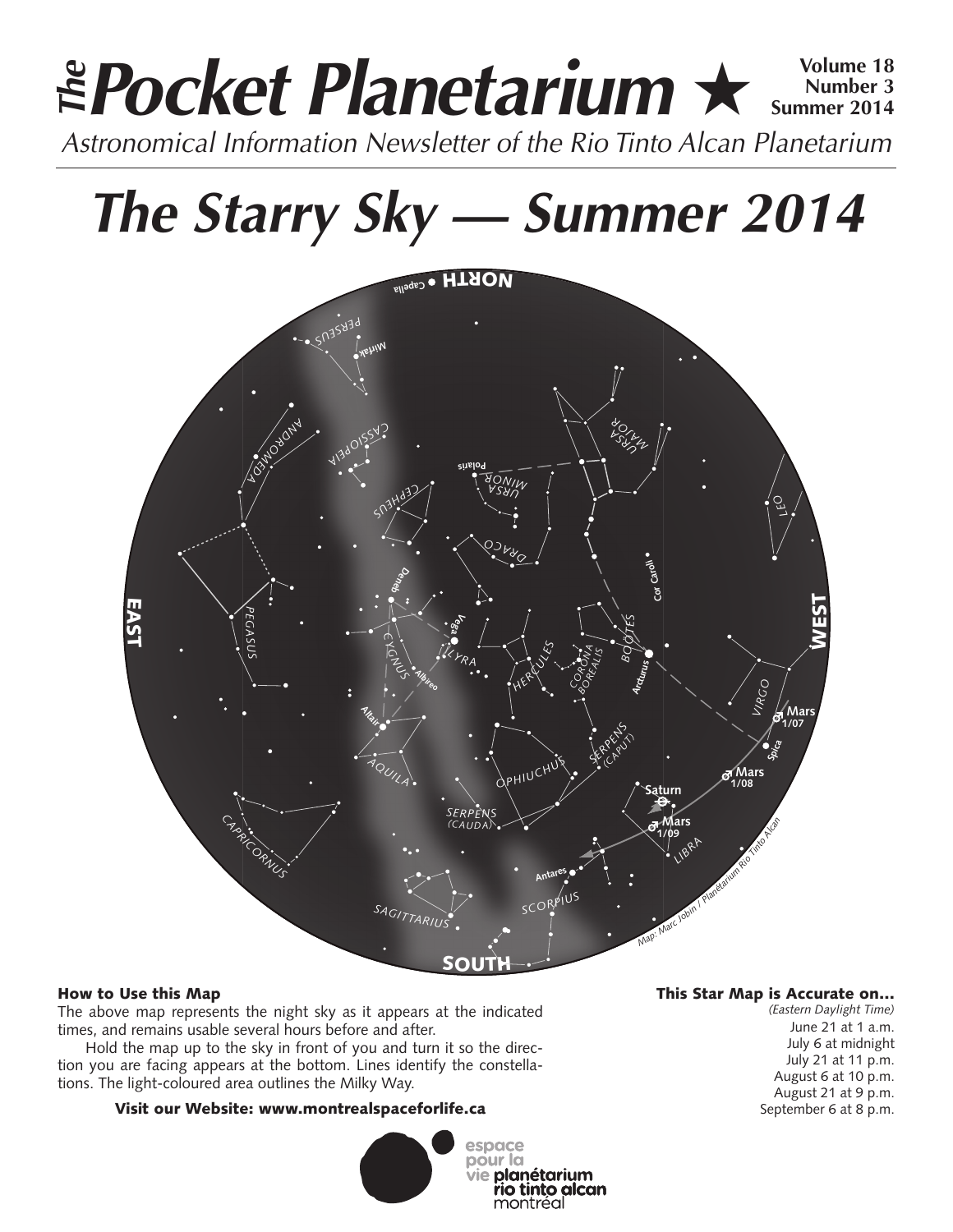# The Pocket Planetarium ★

**Volume 18**
**Number 3**
**Summer 2014**

*Astronomical Information Newsletter of the Rio Tinto Alcan Planetarium*

# The Starry Sky — Summer 2014

### How to Use this Map

The above map represents the night sky as it appears at the indicated times, and remains usable several hours before and after.

Hold the map up to the sky in front of you and turn it so the direction you are facing appears at the bottom. Lines identify the constellations. The light-coloured area outlines the Milky Way.

**Visit our Website: www.montrealspaceforlife.ca**

### This Star Map is Accurate on...

*(Eastern Daylight Time)*

June 21 at 1 a.m.
July 6 at midnight
July 21 at 11 p.m.
August 6 at 10 p.m.
August 21 at 9 p.m.
September 6 at 8 p.m.

espace pour la vie planétarium rio tinto alcan montréal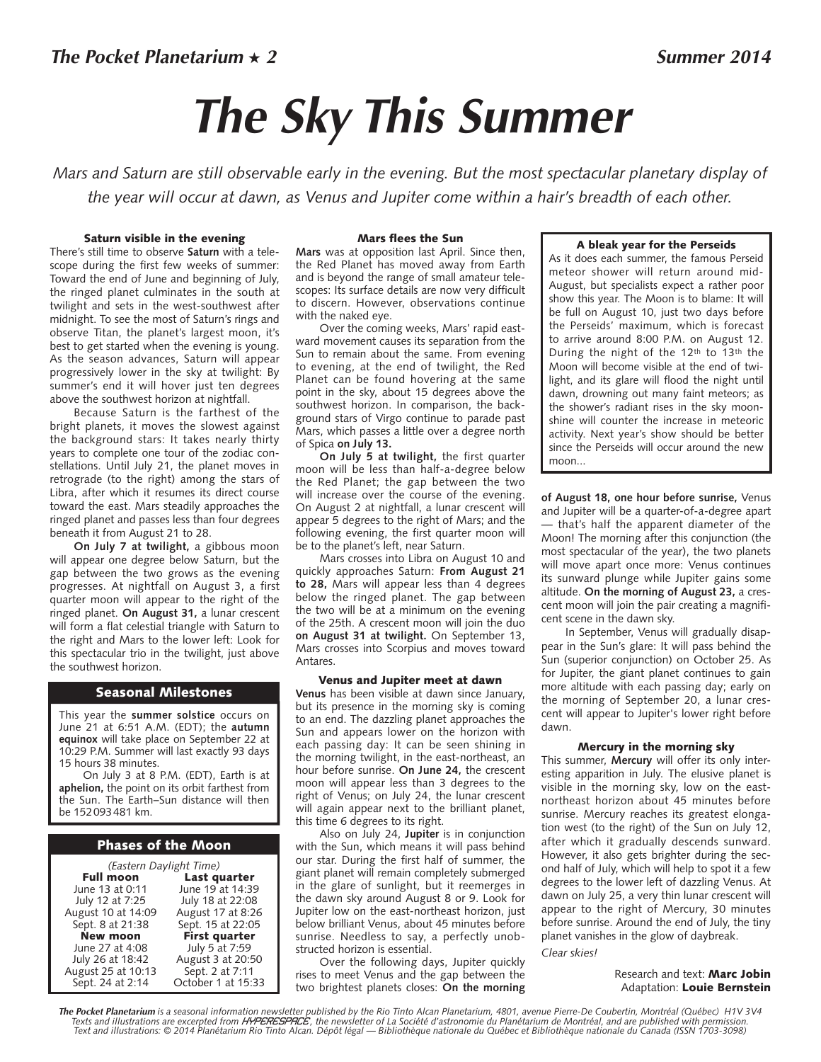# The Sky This Summer

*Mars and Saturn are still observable early in the evening. But the most spectacular planetary display of the year will occur at dawn, as Venus and Jupiter come within a hair's breadth of each other.*

### Saturn visible in the evening

There's still time to observe **Saturn** with a telescope during the first few weeks of summer: Toward the end of June and beginning of July, the ringed planet culminates in the south at twilight and sets in the west-southwest after midnight. To see the most of Saturn's rings and observe Titan, the planet's largest moon, it's best to get started when the evening is young. As the season advances, Saturn will appear progressively lower in the sky at twilight: By summer's end it will hover just ten degrees above the southwest horizon at nightfall.

Because Saturn is the farthest of the bright planets, it moves the slowest against the background stars: It takes nearly thirty years to complete one tour of the zodiac constellations. Until July 21, the planet moves in retrograde (to the right) among the stars of Libra, after which it resumes its direct course toward the east. Mars steadily approaches the ringed planet and passes less than four degrees beneath it from August 21 to 28.

**On July 7 at twilight,** a gibbous moon will appear one degree below Saturn, but the gap between the two grows as the evening progresses. At nightfall on August 3, a first quarter moon will appear to the right of the ringed planet. **On August 31,** a lunar crescent will form a flat celestial triangle with Saturn to the right and Mars to the lower left: Look for this spectacular trio in the twilight, just above the southwest horizon.

### Seasonal Milestones

This year the **summer solstice** occurs on June 21 at 6:51 A.M. (EDT); the **autumn equinox** will take place on September 22 at 10:29 P.M. Summer will last exactly 93 days 15 hours 38 minutes.

On July 3 at 8 P.M. (EDT), Earth is at **aphelion,** the point on its orbit farthest from the Sun. The Earth–Sun distance will then be 152 093 481 km.

### Phases of the Moon

*(Eastern Daylight Time)*

| Full moon | Last quarter |
|---|---|
| June 13 at 0:11 | June 19 at 14:39 |
| July 12 at 7:25 | July 18 at 22:08 |
| August 10 at 14:09 | August 17 at 8:26 |
| Sept. 8 at 21:38 | Sept. 15 at 22:05 |
| **New moon** | **First quarter** |
| June 27 at 4:08 | July 5 at 7:59 |
| July 26 at 18:42 | August 3 at 20:50 |
| August 25 at 10:13 | Sept. 2 at 7:11 |
| Sept. 24 at 2:14 | October 1 at 15:33 |

### Mars flees the Sun

**Mars** was at opposition last April. Since then, the Red Planet has moved away from Earth and is beyond the range of small amateur telescopes: Its surface details are now very difficult to discern. However, observations continue with the naked eye.

Over the coming weeks, Mars' rapid eastward movement causes its separation from the Sun to remain about the same. From evening to evening, at the end of twilight, the Red Planet can be found hovering at the same point in the sky, about 15 degrees above the southwest horizon. In comparison, the background stars of Virgo continue to parade past Mars, which passes a little over a degree north of Spica **on July 13.**

**On July 5 at twilight,** the first quarter moon will be less than half-a-degree below the Red Planet; the gap between the two will increase over the course of the evening. On August 2 at nightfall, a lunar crescent will appear 5 degrees to the right of Mars; and the following evening, the first quarter moon will be to the planet's left, near Saturn.

Mars crosses into Libra on August 10 and quickly approaches Saturn: **From August 21 to 28,** Mars will appear less than 4 degrees below the ringed planet. The gap between the two will be at a minimum on the evening of the 25th. A crescent moon will join the duo **on August 31 at twilight.** On September 13, Mars crosses into Scorpius and moves toward Antares.

### Venus and Jupiter meet at dawn

**Venus** has been visible at dawn since January, but its presence in the morning sky is coming to an end. The dazzling planet approaches the Sun and appears lower on the horizon with each passing day: It can be seen shining in the morning twilight, in the east-northeast, an hour before sunrise. **On June 24,** the crescent moon will appear less than 3 degrees to the right of Venus; on July 24, the lunar crescent will again appear next to the brilliant planet, this time 6 degrees to its right.

Also on July 24, **Jupiter** is in conjunction with the Sun, which means it will pass behind our star. During the first half of summer, the giant planet will remain completely submerged in the glare of sunlight, but it reemerges in the dawn sky around August 8 or 9. Look for Jupiter low on the east-northeast horizon, just below brilliant Venus, about 45 minutes before sunrise. Needless to say, a perfectly unobstructed horizon is essential.

Over the following days, Jupiter quickly rises to meet Venus and the gap between the two brightest planets closes: **On the morning of August 18, one hour before sunrise,** Venus and Jupiter will be a quarter-of-a-degree apart — that's half the apparent diameter of the Moon! The morning after this conjunction (the most spectacular of the year), the two planets will move apart once more: Venus continues its sunward plunge while Jupiter gains some altitude. **On the morning of August 23,** a crescent moon will join the pair creating a magnificent scene in the dawn sky.

In September, Venus will gradually disappear in the Sun's glare: It will pass behind the Sun (superior conjunction) on October 25. As for Jupiter, the giant planet continues to gain more altitude with each passing day; early on the morning of September 20, a lunar crescent will appear to Jupiter's lower right before dawn.

### A bleak year for the Perseids

As it does each summer, the famous Perseid meteor shower will return around mid-August, but specialists expect a rather poor show this year. The Moon is to blame: It will be full on August 10, just two days before the Perseids' maximum, which is forecast to arrive around 8:00 P.M. on August 12. During the night of the 12th to 13th the Moon will become visible at the end of twilight, and its glare will flood the night until dawn, drowning out many faint meteors; as the shower's radiant rises in the sky moonshine will counter the increase in meteoric activity. Next year's show should be better since the Perseids will occur around the new moon...

### Mercury in the morning sky

This summer, **Mercury** will offer its only interesting apparition in July. The elusive planet is visible in the morning sky, low on the east-northeast horizon about 45 minutes before sunrise. Mercury reaches its greatest elongation west (to the right) of the Sun on July 12, after which it gradually descends sunward. However, it also gets brighter during the second half of July, which will help to spot it a few degrees to the lower left of dazzling Venus. At dawn on July 25, a very thin lunar crescent will appear to the right of Mercury, 30 minutes before sunrise. Around the end of July, the tiny planet vanishes in the glow of daybreak.

*Clear skies!*

Research and text: **Marc Jobin**
Adaptation: **Louie Bernstein**

*The Pocket Planetarium is a seasonal information newsletter published by the Rio Tinto Alcan Planetarium, 4801, avenue Pierre-De Coubertin, Montréal (Québec) H1V 3V4. Texts and illustrations are excerpted from HYPERESPACE, the newsletter of La Société d'astronomie du Planétarium de Montréal, and are published with permission. Text and illustrations: © 2014 Planétarium Rio Tinto Alcan. Dépôt légal — Bibliothèque nationale du Québec et Bibliothèque nationale du Canada (ISSN 1703-3098)*